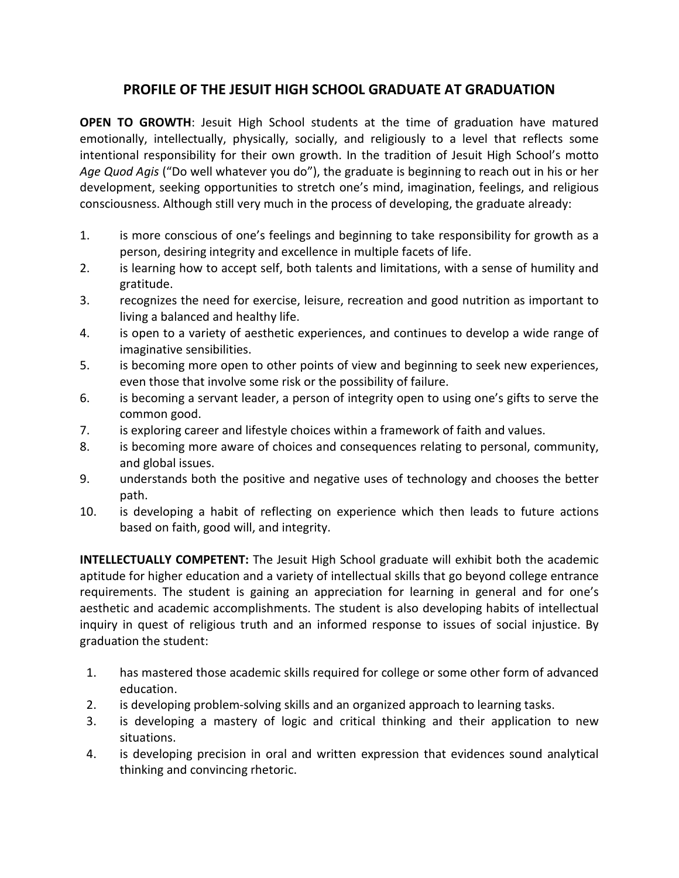# PROFILE OF THE JESUIT HIGH SCHOOL GRADUATE AT GRADUATION

**OPEN TO GROWTH**: Jesuit High School students at the time of graduation have matured emotionally, intellectually, physically, socially, and religiously to a level that reflects some intentional responsibility for their own growth. In the tradition of Jesuit High School's motto *Age Quod Agis* ("Do well whatever you do"), the graduate is beginning to reach out in his or her development, seeking opportunities to stretch one's mind, imagination, feelings, and religious consciousness. Although still very much in the process of developing, the graduate already:

1. is more conscious of one's feelings and beginning to take responsibility for growth as a person, desiring integrity and excellence in multiple facets of life.
2. is learning how to accept self, both talents and limitations, with a sense of humility and gratitude.
3. recognizes the need for exercise, leisure, recreation and good nutrition as important to living a balanced and healthy life.
4. is open to a variety of aesthetic experiences, and continues to develop a wide range of imaginative sensibilities.
5. is becoming more open to other points of view and beginning to seek new experiences, even those that involve some risk or the possibility of failure.
6. is becoming a servant leader, a person of integrity open to using one's gifts to serve the common good.
7. is exploring career and lifestyle choices within a framework of faith and values.
8. is becoming more aware of choices and consequences relating to personal, community, and global issues.
9. understands both the positive and negative uses of technology and chooses the better path.
10. is developing a habit of reflecting on experience which then leads to future actions based on faith, good will, and integrity.

**INTELLECTUALLY COMPETENT:** The Jesuit High School graduate will exhibit both the academic aptitude for higher education and a variety of intellectual skills that go beyond college entrance requirements. The student is gaining an appreciation for learning in general and for one's aesthetic and academic accomplishments. The student is also developing habits of intellectual inquiry in quest of religious truth and an informed response to issues of social injustice. By graduation the student:

1. has mastered those academic skills required for college or some other form of advanced education.
2. is developing problem-solving skills and an organized approach to learning tasks.
3. is developing a mastery of logic and critical thinking and their application to new situations.
4. is developing precision in oral and written expression that evidences sound analytical thinking and convincing rhetoric.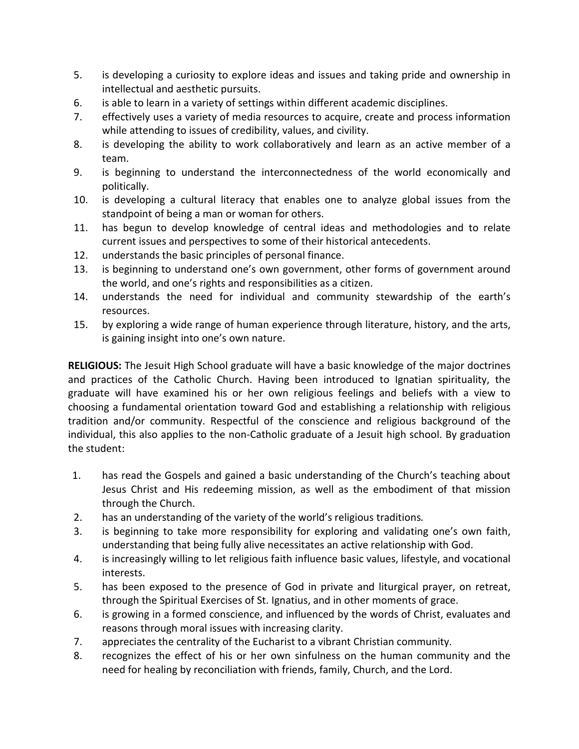5. is developing a curiosity to explore ideas and issues and taking pride and ownership in intellectual and aesthetic pursuits.
6. is able to learn in a variety of settings within different academic disciplines.
7. effectively uses a variety of media resources to acquire, create and process information while attending to issues of credibility, values, and civility.
8. is developing the ability to work collaboratively and learn as an active member of a team.
9. is beginning to understand the interconnectedness of the world economically and politically.
10. is developing a cultural literacy that enables one to analyze global issues from the standpoint of being a man or woman for others.
11. has begun to develop knowledge of central ideas and methodologies and to relate current issues and perspectives to some of their historical antecedents.
12. understands the basic principles of personal finance.
13. is beginning to understand one's own government, other forms of government around the world, and one's rights and responsibilities as a citizen.
14. understands the need for individual and community stewardship of the earth's resources.
15. by exploring a wide range of human experience through literature, history, and the arts, is gaining insight into one's own nature.

**RELIGIOUS:** The Jesuit High School graduate will have a basic knowledge of the major doctrines and practices of the Catholic Church. Having been introduced to Ignatian spirituality, the graduate will have examined his or her own religious feelings and beliefs with a view to choosing a fundamental orientation toward God and establishing a relationship with religious tradition and/or community. Respectful of the conscience and religious background of the individual, this also applies to the non-Catholic graduate of a Jesuit high school. By graduation the student:

1. has read the Gospels and gained a basic understanding of the Church's teaching about Jesus Christ and His redeeming mission, as well as the embodiment of that mission through the Church.
2. has an understanding of the variety of the world's religious traditions*.*
3. is beginning to take more responsibility for exploring and validating one's own faith, understanding that being fully alive necessitates an active relationship with God.
4. is increasingly willing to let religious faith influence basic values, lifestyle, and vocational interests.
5. has been exposed to the presence of God in private and liturgical prayer, on retreat, through the Spiritual Exercises of St. Ignatius, and in other moments of grace.
6. is growing in a formed conscience, and influenced by the words of Christ, evaluates and reasons through moral issues with increasing clarity.
7. appreciates the centrality of the Eucharist to a vibrant Christian community.
8. recognizes the effect of his or her own sinfulness on the human community and the need for healing by reconciliation with friends, family, Church, and the Lord.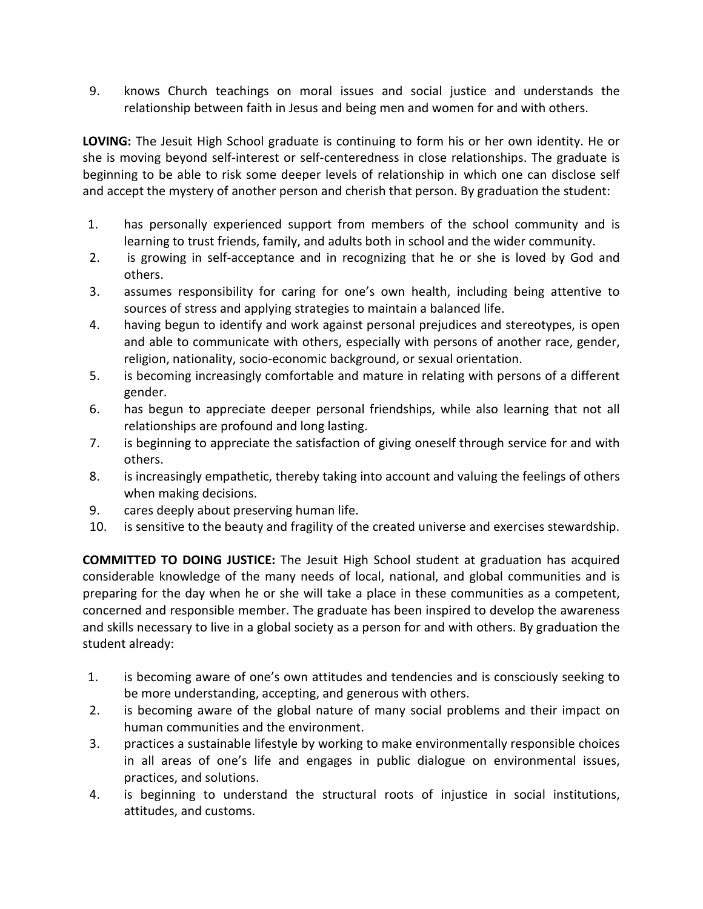9. knows Church teachings on moral issues and social justice and understands the relationship between faith in Jesus and being men and women for and with others.

**LOVING:** The Jesuit High School graduate is continuing to form his or her own identity. He or she is moving beyond self-interest or self-centeredness in close relationships. The graduate is beginning to be able to risk some deeper levels of relationship in which one can disclose self and accept the mystery of another person and cherish that person. By graduation the student:

1. has personally experienced support from members of the school community and is learning to trust friends, family, and adults both in school and the wider community.
2. is growing in self-acceptance and in recognizing that he or she is loved by God and others.
3. assumes responsibility for caring for one's own health, including being attentive to sources of stress and applying strategies to maintain a balanced life.
4. having begun to identify and work against personal prejudices and stereotypes, is open and able to communicate with others, especially with persons of another race, gender, religion, nationality, socio-economic background, or sexual orientation.
5. is becoming increasingly comfortable and mature in relating with persons of a different gender.
6. has begun to appreciate deeper personal friendships, while also learning that not all relationships are profound and long lasting.
7. is beginning to appreciate the satisfaction of giving oneself through service for and with others.
8. is increasingly empathetic, thereby taking into account and valuing the feelings of others when making decisions.
9. cares deeply about preserving human life.
10. is sensitive to the beauty and fragility of the created universe and exercises stewardship.

**COMMITTED TO DOING JUSTICE:** The Jesuit High School student at graduation has acquired considerable knowledge of the many needs of local, national, and global communities and is preparing for the day when he or she will take a place in these communities as a competent, concerned and responsible member. The graduate has been inspired to develop the awareness and skills necessary to live in a global society as a person for and with others. By graduation the student already:

1. is becoming aware of one's own attitudes and tendencies and is consciously seeking to be more understanding, accepting, and generous with others.
2. is becoming aware of the global nature of many social problems and their impact on human communities and the environment.
3. practices a sustainable lifestyle by working to make environmentally responsible choices in all areas of one's life and engages in public dialogue on environmental issues, practices, and solutions.
4. is beginning to understand the structural roots of injustice in social institutions, attitudes, and customs.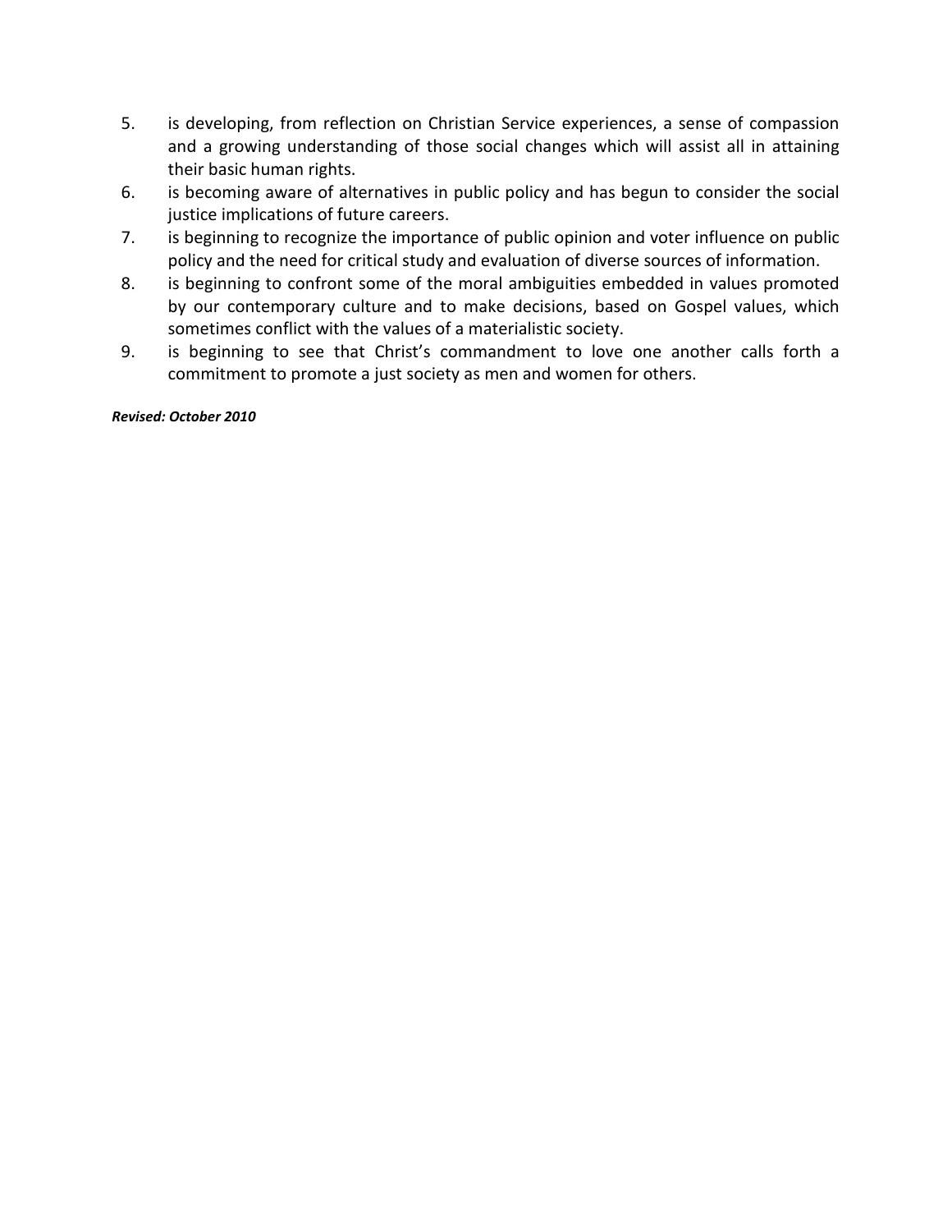5. is developing, from reflection on Christian Service experiences, a sense of compassion and a growing understanding of those social changes which will assist all in attaining their basic human rights.
6. is becoming aware of alternatives in public policy and has begun to consider the social justice implications of future careers.
7. is beginning to recognize the importance of public opinion and voter influence on public policy and the need for critical study and evaluation of diverse sources of information.
8. is beginning to confront some of the moral ambiguities embedded in values promoted by our contemporary culture and to make decisions, based on Gospel values, which sometimes conflict with the values of a materialistic society.
9. is beginning to see that Christ's commandment to love one another calls forth a commitment to promote a just society as men and women for others.

***Revised: October 2010***